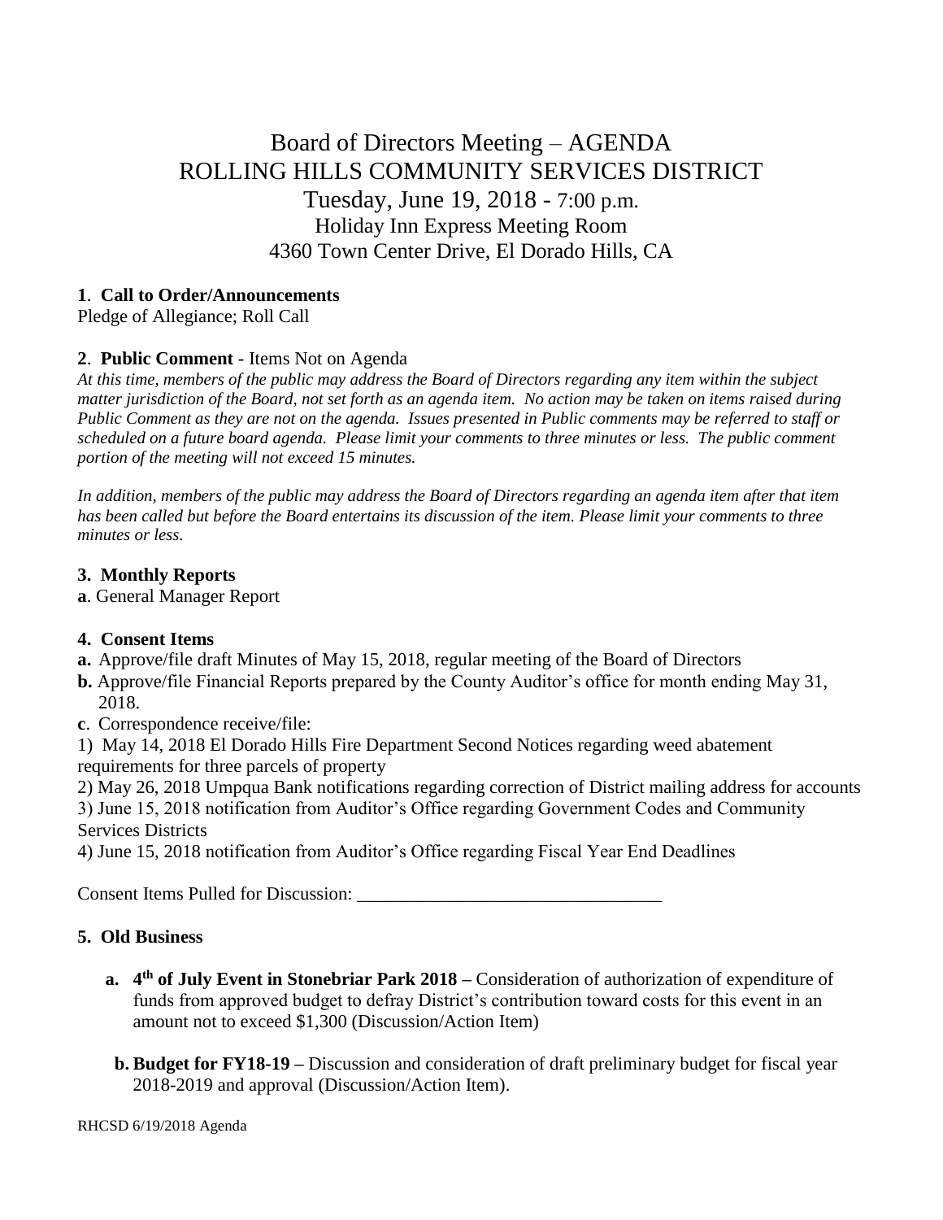# Board of Directors Meeting – AGENDA
# ROLLING HILLS COMMUNITY SERVICES DISTRICT

Tuesday, June 19, 2018 - 7:00 p.m.
Holiday Inn Express Meeting Room
4360 Town Center Drive, El Dorado Hills, CA

**1**. **Call to Order/Announcements**
Pledge of Allegiance; Roll Call

**2**. **Public Comment** - Items Not on Agenda
*At this time, members of the public may address the Board of Directors regarding any item within the subject matter jurisdiction of the Board, not set forth as an agenda item. No action may be taken on items raised during Public Comment as they are not on the agenda. Issues presented in Public comments may be referred to staff or scheduled on a future board agenda. Please limit your comments to three minutes or less. The public comment portion of the meeting will not exceed 15 minutes.*

*In addition, members of the public may address the Board of Directors regarding an agenda item after that item has been called but before the Board entertains its discussion of the item. Please limit your comments to three minutes or less.*

**3. Monthly Reports**
**a**. General Manager Report

**4. Consent Items**
**a.** Approve/file draft Minutes of May 15, 2018, regular meeting of the Board of Directors
**b.** Approve/file Financial Reports prepared by the County Auditor's office for month ending May 31, 2018.
**c**. Correspondence receive/file:
1) May 14, 2018 El Dorado Hills Fire Department Second Notices regarding weed abatement requirements for three parcels of property
2) May 26, 2018 Umpqua Bank notifications regarding correction of District mailing address for accounts
3) June 15, 2018 notification from Auditor's Office regarding Government Codes and Community Services Districts
4) June 15, 2018 notification from Auditor's Office regarding Fiscal Year End Deadlines

Consent Items Pulled for Discussion: ________________________________

**5. Old Business**

- **a. 4th of July Event in Stonebriar Park 2018 –** Consideration of authorization of expenditure of funds from approved budget to defray District's contribution toward costs for this event in an amount not to exceed $1,300 (Discussion/Action Item)
- **b. Budget for FY18-19 –** Discussion and consideration of draft preliminary budget for fiscal year 2018-2019 and approval (Discussion/Action Item).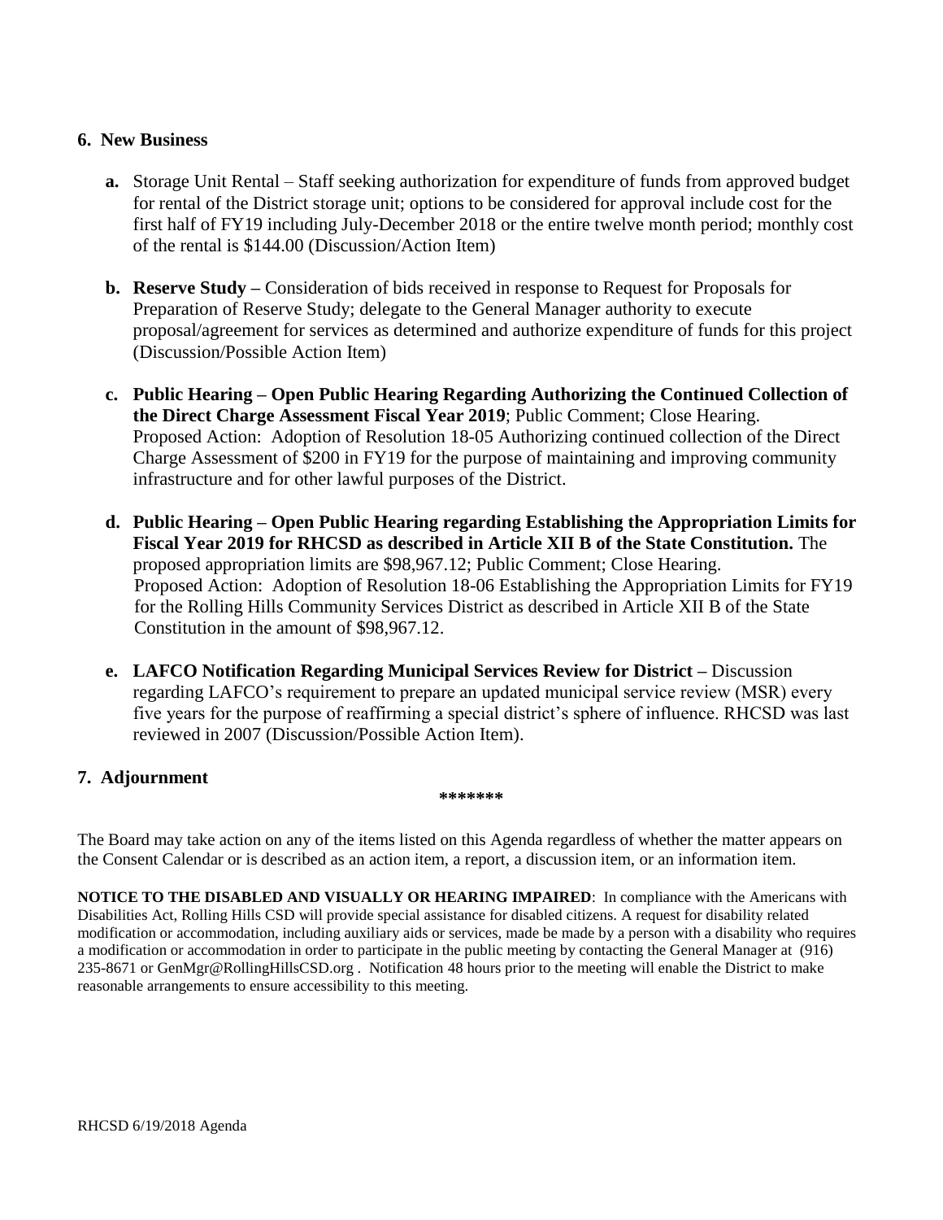## 6. New Business

**a.** Storage Unit Rental – Staff seeking authorization for expenditure of funds from approved budget for rental of the District storage unit; options to be considered for approval include cost for the first half of FY19 including July-December 2018 or the entire twelve month period; monthly cost of the rental is $144.00 (Discussion/Action Item)

**b. Reserve Study –** Consideration of bids received in response to Request for Proposals for Preparation of Reserve Study; delegate to the General Manager authority to execute proposal/agreement for services as determined and authorize expenditure of funds for this project (Discussion/Possible Action Item)

**c. Public Hearing – Open Public Hearing Regarding Authorizing the Continued Collection of the Direct Charge Assessment Fiscal Year 2019**; Public Comment; Close Hearing. Proposed Action: Adoption of Resolution 18-05 Authorizing continued collection of the Direct Charge Assessment of $200 in FY19 for the purpose of maintaining and improving community infrastructure and for other lawful purposes of the District.

**d. Public Hearing – Open Public Hearing regarding Establishing the Appropriation Limits for Fiscal Year 2019 for RHCSD as described in Article XII B of the State Constitution.** The proposed appropriation limits are $98,967.12; Public Comment; Close Hearing. Proposed Action: Adoption of Resolution 18-06 Establishing the Appropriation Limits for FY19 for the Rolling Hills Community Services District as described in Article XII B of the State Constitution in the amount of $98,967.12.

**e. LAFCO Notification Regarding Municipal Services Review for District –** Discussion regarding LAFCO's requirement to prepare an updated municipal service review (MSR) every five years for the purpose of reaffirming a special district's sphere of influence. RHCSD was last reviewed in 2007 (Discussion/Possible Action Item).

## 7. Adjournment

*******

The Board may take action on any of the items listed on this Agenda regardless of whether the matter appears on the Consent Calendar or is described as an action item, a report, a discussion item, or an information item.

**NOTICE TO THE DISABLED AND VISUALLY OR HEARING IMPAIRED**: In compliance with the Americans with Disabilities Act, Rolling Hills CSD will provide special assistance for disabled citizens. A request for disability related modification or accommodation, including auxiliary aids or services, made be made by a person with a disability who requires a modification or accommodation in order to participate in the public meeting by contacting the General Manager at (916) 235-8671 or GenMgr@RollingHillsCSD.org . Notification 48 hours prior to the meeting will enable the District to make reasonable arrangements to ensure accessibility to this meeting.